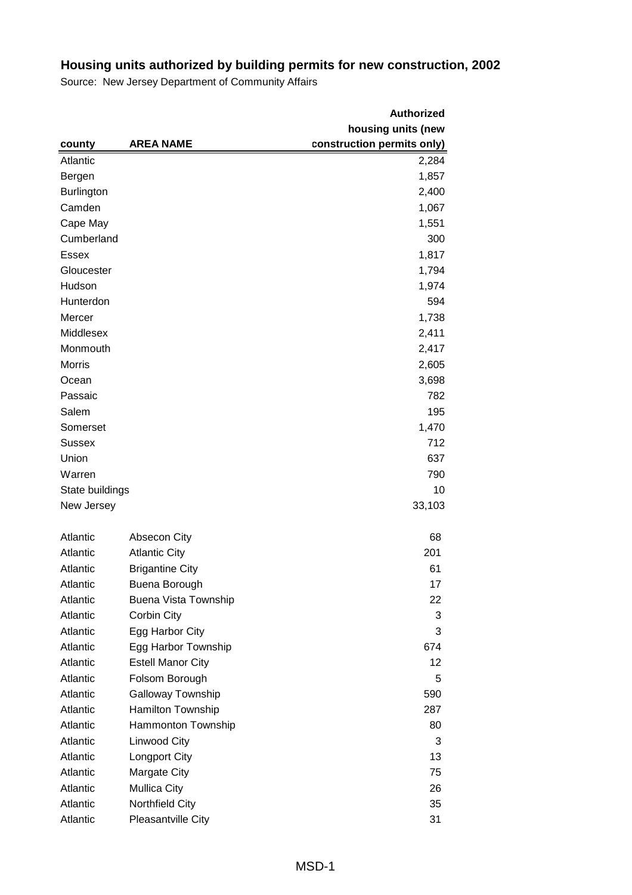# Housing units authorized by building permits for new construction, 2002

Source: New Jersey Department of Community Affairs

| county | AREA NAME | Authorized housing units (new construction permits only) |
|---|---|---|
| Atlantic | | 2,284 |
| Bergen | | 1,857 |
| Burlington | | 2,400 |
| Camden | | 1,067 |
| Cape May | | 1,551 |
| Cumberland | | 300 |
| Essex | | 1,817 |
| Gloucester | | 1,794 |
| Hudson | | 1,974 |
| Hunterdon | | 594 |
| Mercer | | 1,738 |
| Middlesex | | 2,411 |
| Monmouth | | 2,417 |
| Morris | | 2,605 |
| Ocean | | 3,698 |
| Passaic | | 782 |
| Salem | | 195 |
| Somerset | | 1,470 |
| Sussex | | 712 |
| Union | | 637 |
| Warren | | 790 |
| State buildings | | 10 |
| New Jersey | | 33,103 |
| | | |
| Atlantic | Absecon City | 68 |
| Atlantic | Atlantic City | 201 |
| Atlantic | Brigantine City | 61 |
| Atlantic | Buena Borough | 17 |
| Atlantic | Buena Vista Township | 22 |
| Atlantic | Corbin City | 3 |
| Atlantic | Egg Harbor City | 3 |
| Atlantic | Egg Harbor Township | 674 |
| Atlantic | Estell Manor City | 12 |
| Atlantic | Folsom Borough | 5 |
| Atlantic | Galloway Township | 590 |
| Atlantic | Hamilton Township | 287 |
| Atlantic | Hammonton Township | 80 |
| Atlantic | Linwood City | 3 |
| Atlantic | Longport City | 13 |
| Atlantic | Margate City | 75 |
| Atlantic | Mullica City | 26 |
| Atlantic | Northfield City | 35 |
| Atlantic | Pleasantville City | 31 |

MSD-1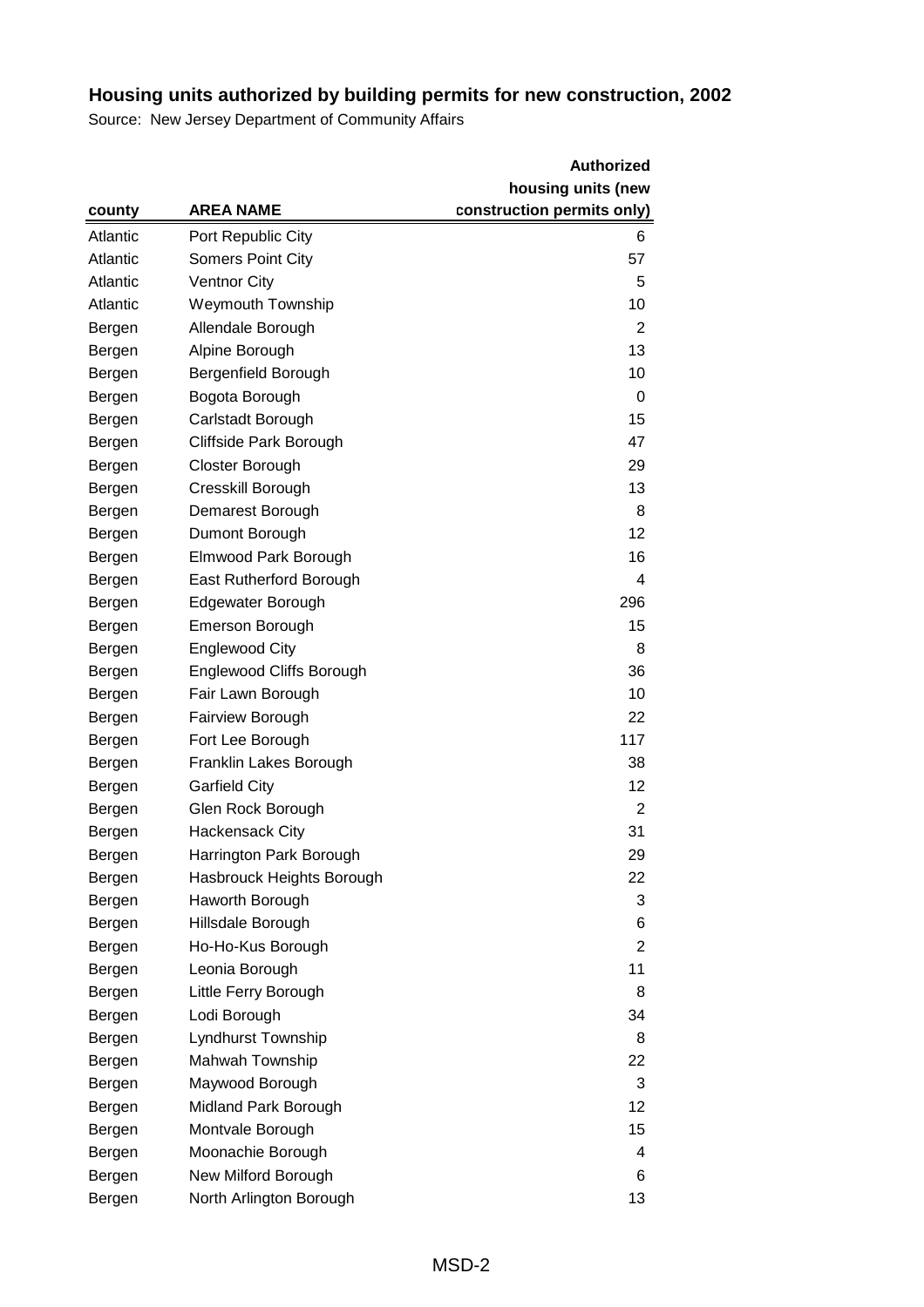# Housing units authorized by building permits for new construction, 2002

Source: New Jersey Department of Community Affairs

| county | AREA NAME | Authorized housing units (new construction permits only) |
|---|---|---|
| Atlantic | Port Republic City | 6 |
| Atlantic | Somers Point City | 57 |
| Atlantic | Ventnor City | 5 |
| Atlantic | Weymouth Township | 10 |
| Bergen | Allendale Borough | 2 |
| Bergen | Alpine Borough | 13 |
| Bergen | Bergenfield Borough | 10 |
| Bergen | Bogota Borough | 0 |
| Bergen | Carlstadt Borough | 15 |
| Bergen | Cliffside Park Borough | 47 |
| Bergen | Closter Borough | 29 |
| Bergen | Cresskill Borough | 13 |
| Bergen | Demarest Borough | 8 |
| Bergen | Dumont Borough | 12 |
| Bergen | Elmwood Park Borough | 16 |
| Bergen | East Rutherford Borough | 4 |
| Bergen | Edgewater Borough | 296 |
| Bergen | Emerson Borough | 15 |
| Bergen | Englewood City | 8 |
| Bergen | Englewood Cliffs Borough | 36 |
| Bergen | Fair Lawn Borough | 10 |
| Bergen | Fairview Borough | 22 |
| Bergen | Fort Lee Borough | 117 |
| Bergen | Franklin Lakes Borough | 38 |
| Bergen | Garfield City | 12 |
| Bergen | Glen Rock Borough | 2 |
| Bergen | Hackensack City | 31 |
| Bergen | Harrington Park Borough | 29 |
| Bergen | Hasbrouck Heights Borough | 22 |
| Bergen | Haworth Borough | 3 |
| Bergen | Hillsdale Borough | 6 |
| Bergen | Ho-Ho-Kus Borough | 2 |
| Bergen | Leonia Borough | 11 |
| Bergen | Little Ferry Borough | 8 |
| Bergen | Lodi Borough | 34 |
| Bergen | Lyndhurst Township | 8 |
| Bergen | Mahwah Township | 22 |
| Bergen | Maywood Borough | 3 |
| Bergen | Midland Park Borough | 12 |
| Bergen | Montvale Borough | 15 |
| Bergen | Moonachie Borough | 4 |
| Bergen | New Milford Borough | 6 |
| Bergen | North Arlington Borough | 13 |

MSD-2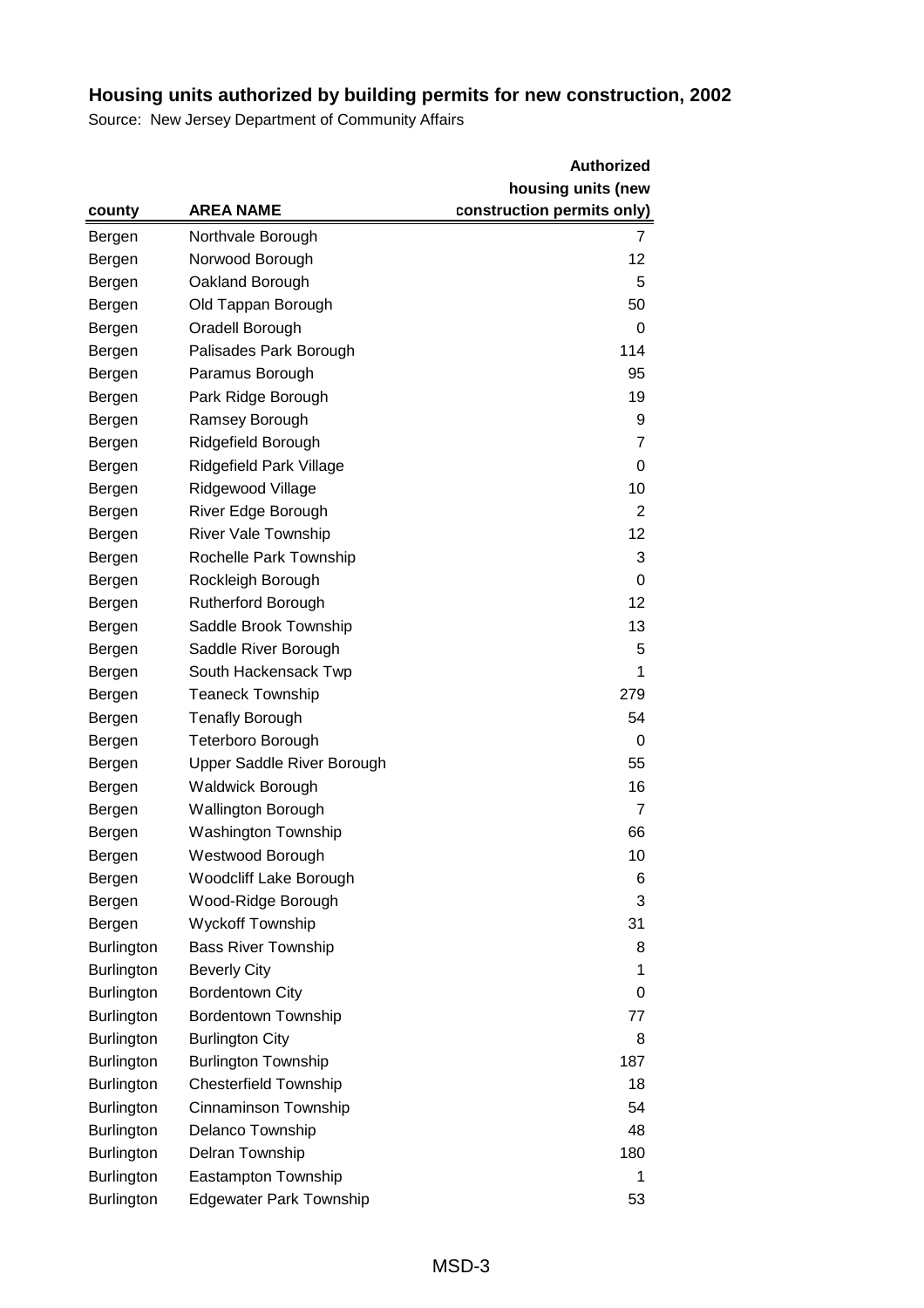## Housing units authorized by building permits for new construction, 2002

Source: New Jersey Department of Community Affairs

| county | AREA NAME | Authorized housing units (new construction permits only) |
|---|---|---|
| Bergen | Northvale Borough | 7 |
| Bergen | Norwood Borough | 12 |
| Bergen | Oakland Borough | 5 |
| Bergen | Old Tappan Borough | 50 |
| Bergen | Oradell Borough | 0 |
| Bergen | Palisades Park Borough | 114 |
| Bergen | Paramus Borough | 95 |
| Bergen | Park Ridge Borough | 19 |
| Bergen | Ramsey Borough | 9 |
| Bergen | Ridgefield Borough | 7 |
| Bergen | Ridgefield Park Village | 0 |
| Bergen | Ridgewood Village | 10 |
| Bergen | River Edge Borough | 2 |
| Bergen | River Vale Township | 12 |
| Bergen | Rochelle Park Township | 3 |
| Bergen | Rockleigh Borough | 0 |
| Bergen | Rutherford Borough | 12 |
| Bergen | Saddle Brook Township | 13 |
| Bergen | Saddle River Borough | 5 |
| Bergen | South Hackensack Twp | 1 |
| Bergen | Teaneck Township | 279 |
| Bergen | Tenafly Borough | 54 |
| Bergen | Teterboro Borough | 0 |
| Bergen | Upper Saddle River Borough | 55 |
| Bergen | Waldwick Borough | 16 |
| Bergen | Wallington Borough | 7 |
| Bergen | Washington Township | 66 |
| Bergen | Westwood Borough | 10 |
| Bergen | Woodcliff Lake Borough | 6 |
| Bergen | Wood-Ridge Borough | 3 |
| Bergen | Wyckoff Township | 31 |
| Burlington | Bass River Township | 8 |
| Burlington | Beverly City | 1 |
| Burlington | Bordentown City | 0 |
| Burlington | Bordentown Township | 77 |
| Burlington | Burlington City | 8 |
| Burlington | Burlington Township | 187 |
| Burlington | Chesterfield Township | 18 |
| Burlington | Cinnaminson Township | 54 |
| Burlington | Delanco Township | 48 |
| Burlington | Delran Township | 180 |
| Burlington | Eastampton Township | 1 |
| Burlington | Edgewater Park Township | 53 |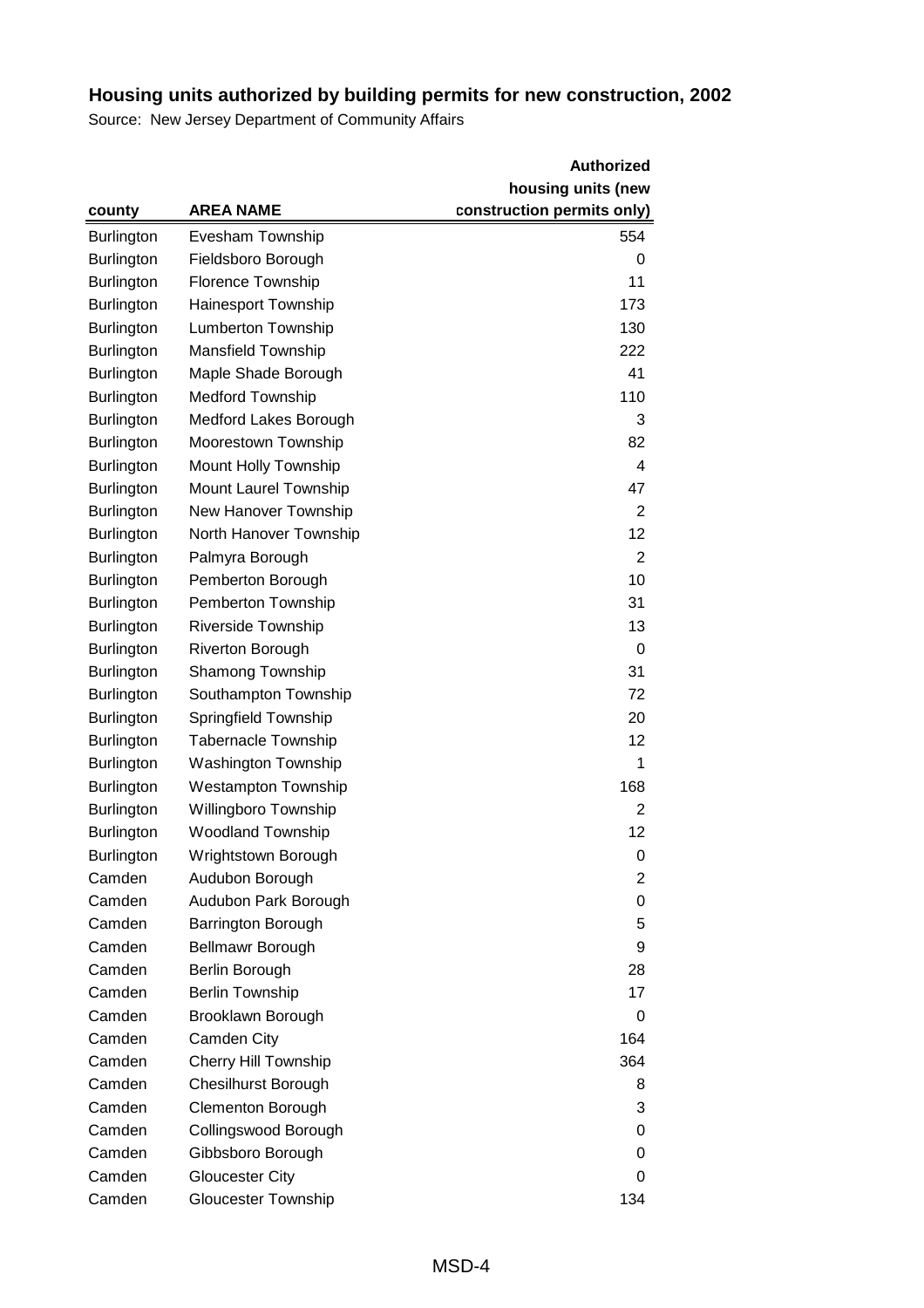# Housing units authorized by building permits for new construction, 2002

Source: New Jersey Department of Community Affairs

| county | AREA NAME | Authorized housing units (new construction permits only) |
|---|---|---|
| Burlington | Evesham Township | 554 |
| Burlington | Fieldsboro Borough | 0 |
| Burlington | Florence Township | 11 |
| Burlington | Hainesport Township | 173 |
| Burlington | Lumberton Township | 130 |
| Burlington | Mansfield Township | 222 |
| Burlington | Maple Shade Borough | 41 |
| Burlington | Medford Township | 110 |
| Burlington | Medford Lakes Borough | 3 |
| Burlington | Moorestown Township | 82 |
| Burlington | Mount Holly Township | 4 |
| Burlington | Mount Laurel Township | 47 |
| Burlington | New Hanover Township | 2 |
| Burlington | North Hanover Township | 12 |
| Burlington | Palmyra Borough | 2 |
| Burlington | Pemberton Borough | 10 |
| Burlington | Pemberton Township | 31 |
| Burlington | Riverside Township | 13 |
| Burlington | Riverton Borough | 0 |
| Burlington | Shamong Township | 31 |
| Burlington | Southampton Township | 72 |
| Burlington | Springfield Township | 20 |
| Burlington | Tabernacle Township | 12 |
| Burlington | Washington Township | 1 |
| Burlington | Westampton Township | 168 |
| Burlington | Willingboro Township | 2 |
| Burlington | Woodland Township | 12 |
| Burlington | Wrightstown Borough | 0 |
| Camden | Audubon Borough | 2 |
| Camden | Audubon Park Borough | 0 |
| Camden | Barrington Borough | 5 |
| Camden | Bellmawr Borough | 9 |
| Camden | Berlin Borough | 28 |
| Camden | Berlin Township | 17 |
| Camden | Brooklawn Borough | 0 |
| Camden | Camden City | 164 |
| Camden | Cherry Hill Township | 364 |
| Camden | Chesilhurst Borough | 8 |
| Camden | Clementon Borough | 3 |
| Camden | Collingswood Borough | 0 |
| Camden | Gibbsboro Borough | 0 |
| Camden | Gloucester City | 0 |
| Camden | Gloucester Township | 134 |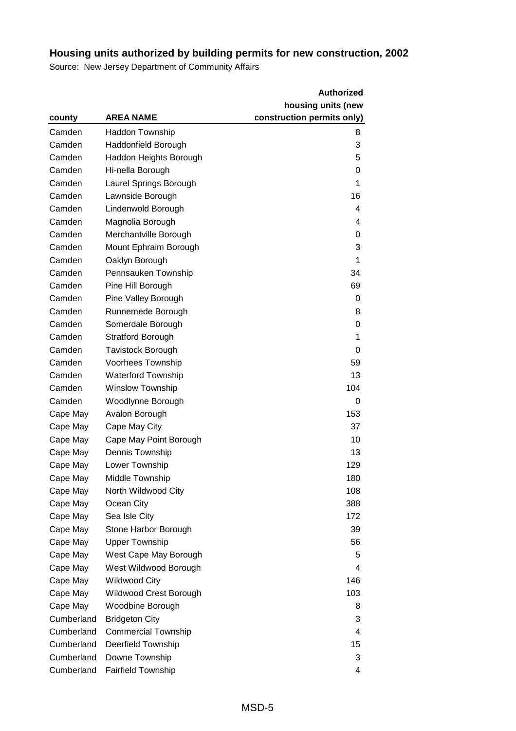## Housing units authorized by building permits for new construction, 2002

Source: New Jersey Department of Community Affairs

| county | AREA NAME | Authorized housing units (new construction permits only) |
|---|---|---|
| Camden | Haddon Township | 8 |
| Camden | Haddonfield Borough | 3 |
| Camden | Haddon Heights Borough | 5 |
| Camden | Hi-nella Borough | 0 |
| Camden | Laurel Springs Borough | 1 |
| Camden | Lawnside Borough | 16 |
| Camden | Lindenwold Borough | 4 |
| Camden | Magnolia Borough | 4 |
| Camden | Merchantville Borough | 0 |
| Camden | Mount Ephraim Borough | 3 |
| Camden | Oaklyn Borough | 1 |
| Camden | Pennsauken Township | 34 |
| Camden | Pine Hill Borough | 69 |
| Camden | Pine Valley Borough | 0 |
| Camden | Runnemede Borough | 8 |
| Camden | Somerdale Borough | 0 |
| Camden | Stratford Borough | 1 |
| Camden | Tavistock Borough | 0 |
| Camden | Voorhees Township | 59 |
| Camden | Waterford Township | 13 |
| Camden | Winslow Township | 104 |
| Camden | Woodlynne Borough | 0 |
| Cape May | Avalon Borough | 153 |
| Cape May | Cape May City | 37 |
| Cape May | Cape May Point Borough | 10 |
| Cape May | Dennis Township | 13 |
| Cape May | Lower Township | 129 |
| Cape May | Middle Township | 180 |
| Cape May | North Wildwood City | 108 |
| Cape May | Ocean City | 388 |
| Cape May | Sea Isle City | 172 |
| Cape May | Stone Harbor Borough | 39 |
| Cape May | Upper Township | 56 |
| Cape May | West Cape May Borough | 5 |
| Cape May | West Wildwood Borough | 4 |
| Cape May | Wildwood City | 146 |
| Cape May | Wildwood Crest Borough | 103 |
| Cape May | Woodbine Borough | 8 |
| Cumberland | Bridgeton City | 3 |
| Cumberland | Commercial Township | 4 |
| Cumberland | Deerfield Township | 15 |
| Cumberland | Downe Township | 3 |
| Cumberland | Fairfield Township | 4 |

MSD-5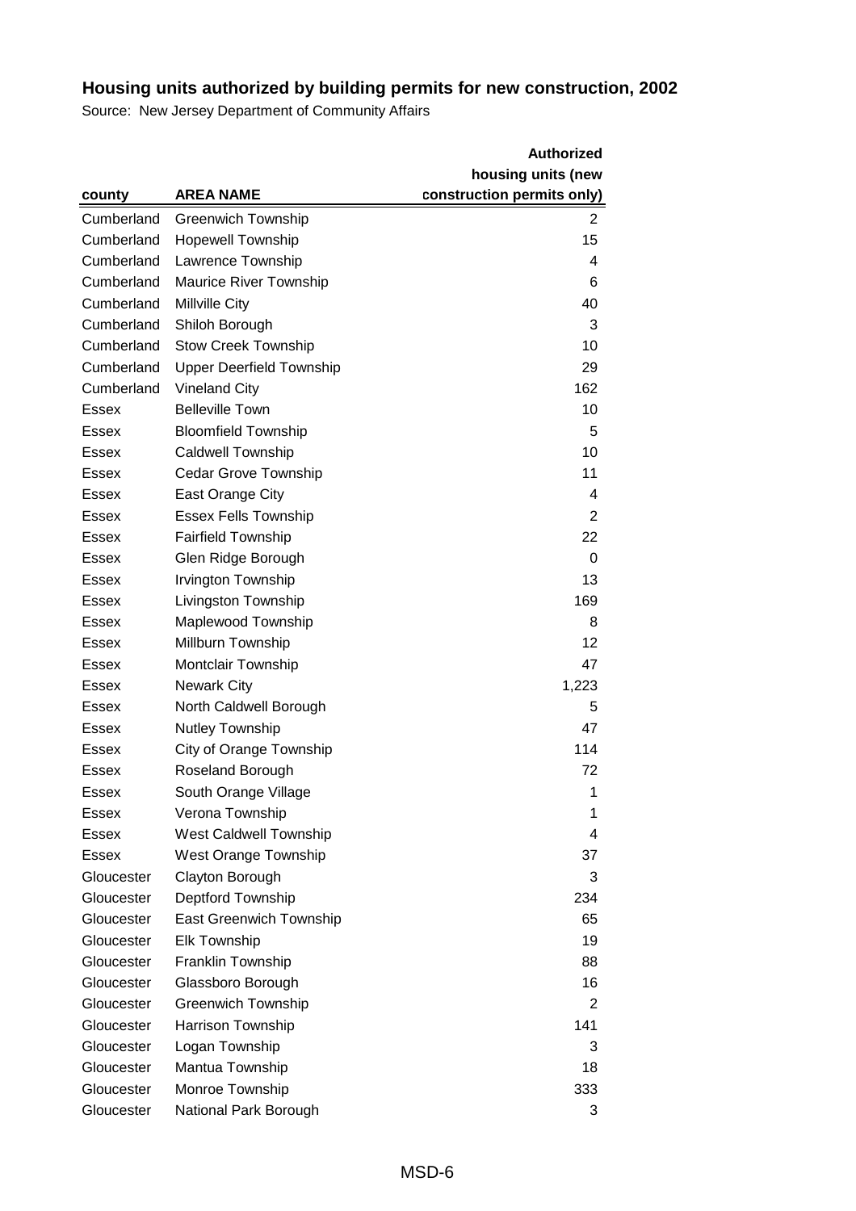# Housing units authorized by building permits for new construction, 2002

Source: New Jersey Department of Community Affairs

| county | AREA NAME | Authorized housing units (new construction permits only) |
|---|---|---|
| Cumberland | Greenwich Township | 2 |
| Cumberland | Hopewell Township | 15 |
| Cumberland | Lawrence Township | 4 |
| Cumberland | Maurice River Township | 6 |
| Cumberland | Millville City | 40 |
| Cumberland | Shiloh Borough | 3 |
| Cumberland | Stow Creek Township | 10 |
| Cumberland | Upper Deerfield Township | 29 |
| Cumberland | Vineland City | 162 |
| Essex | Belleville Town | 10 |
| Essex | Bloomfield Township | 5 |
| Essex | Caldwell Township | 10 |
| Essex | Cedar Grove Township | 11 |
| Essex | East Orange City | 4 |
| Essex | Essex Fells Township | 2 |
| Essex | Fairfield Township | 22 |
| Essex | Glen Ridge Borough | 0 |
| Essex | Irvington Township | 13 |
| Essex | Livingston Township | 169 |
| Essex | Maplewood Township | 8 |
| Essex | Millburn Township | 12 |
| Essex | Montclair Township | 47 |
| Essex | Newark City | 1,223 |
| Essex | North Caldwell Borough | 5 |
| Essex | Nutley Township | 47 |
| Essex | City of Orange Township | 114 |
| Essex | Roseland Borough | 72 |
| Essex | South Orange Village | 1 |
| Essex | Verona Township | 1 |
| Essex | West Caldwell Township | 4 |
| Essex | West Orange Township | 37 |
| Gloucester | Clayton Borough | 3 |
| Gloucester | Deptford Township | 234 |
| Gloucester | East Greenwich Township | 65 |
| Gloucester | Elk Township | 19 |
| Gloucester | Franklin Township | 88 |
| Gloucester | Glassboro Borough | 16 |
| Gloucester | Greenwich Township | 2 |
| Gloucester | Harrison Township | 141 |
| Gloucester | Logan Township | 3 |
| Gloucester | Mantua Township | 18 |
| Gloucester | Monroe Township | 333 |
| Gloucester | National Park Borough | 3 |

MSD-6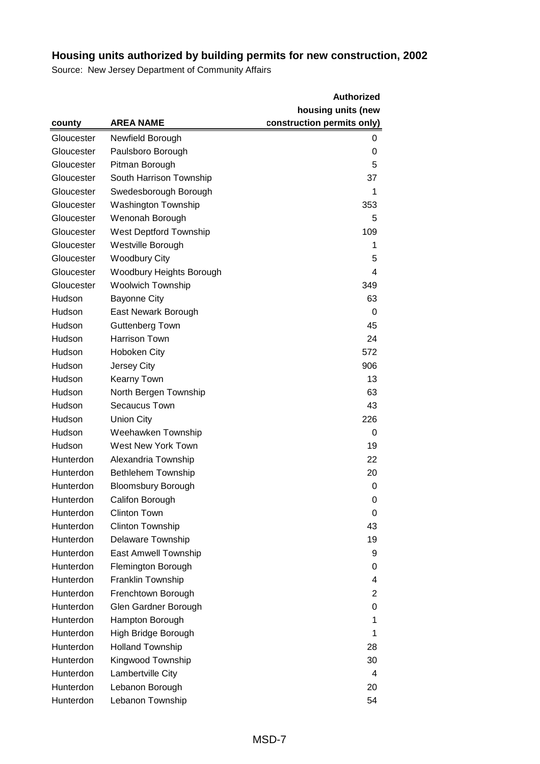## Housing units authorized by building permits for new construction, 2002

Source: New Jersey Department of Community Affairs

| county | AREA NAME | Authorized housing units (new construction permits only) |
|---|---|---|
| Gloucester | Newfield Borough | 0 |
| Gloucester | Paulsboro Borough | 0 |
| Gloucester | Pitman Borough | 5 |
| Gloucester | South Harrison Township | 37 |
| Gloucester | Swedesborough Borough | 1 |
| Gloucester | Washington Township | 353 |
| Gloucester | Wenonah Borough | 5 |
| Gloucester | West Deptford Township | 109 |
| Gloucester | Westville Borough | 1 |
| Gloucester | Woodbury City | 5 |
| Gloucester | Woodbury Heights Borough | 4 |
| Gloucester | Woolwich Township | 349 |
| Hudson | Bayonne City | 63 |
| Hudson | East Newark Borough | 0 |
| Hudson | Guttenberg Town | 45 |
| Hudson | Harrison Town | 24 |
| Hudson | Hoboken City | 572 |
| Hudson | Jersey City | 906 |
| Hudson | Kearny Town | 13 |
| Hudson | North Bergen Township | 63 |
| Hudson | Secaucus Town | 43 |
| Hudson | Union City | 226 |
| Hudson | Weehawken Township | 0 |
| Hudson | West New York Town | 19 |
| Hunterdon | Alexandria Township | 22 |
| Hunterdon | Bethlehem Township | 20 |
| Hunterdon | Bloomsbury Borough | 0 |
| Hunterdon | Califon Borough | 0 |
| Hunterdon | Clinton Town | 0 |
| Hunterdon | Clinton Township | 43 |
| Hunterdon | Delaware Township | 19 |
| Hunterdon | East Amwell Township | 9 |
| Hunterdon | Flemington Borough | 0 |
| Hunterdon | Franklin Township | 4 |
| Hunterdon | Frenchtown Borough | 2 |
| Hunterdon | Glen Gardner Borough | 0 |
| Hunterdon | Hampton Borough | 1 |
| Hunterdon | High Bridge Borough | 1 |
| Hunterdon | Holland Township | 28 |
| Hunterdon | Kingwood Township | 30 |
| Hunterdon | Lambertville City | 4 |
| Hunterdon | Lebanon Borough | 20 |
| Hunterdon | Lebanon Township | 54 |

MSD-7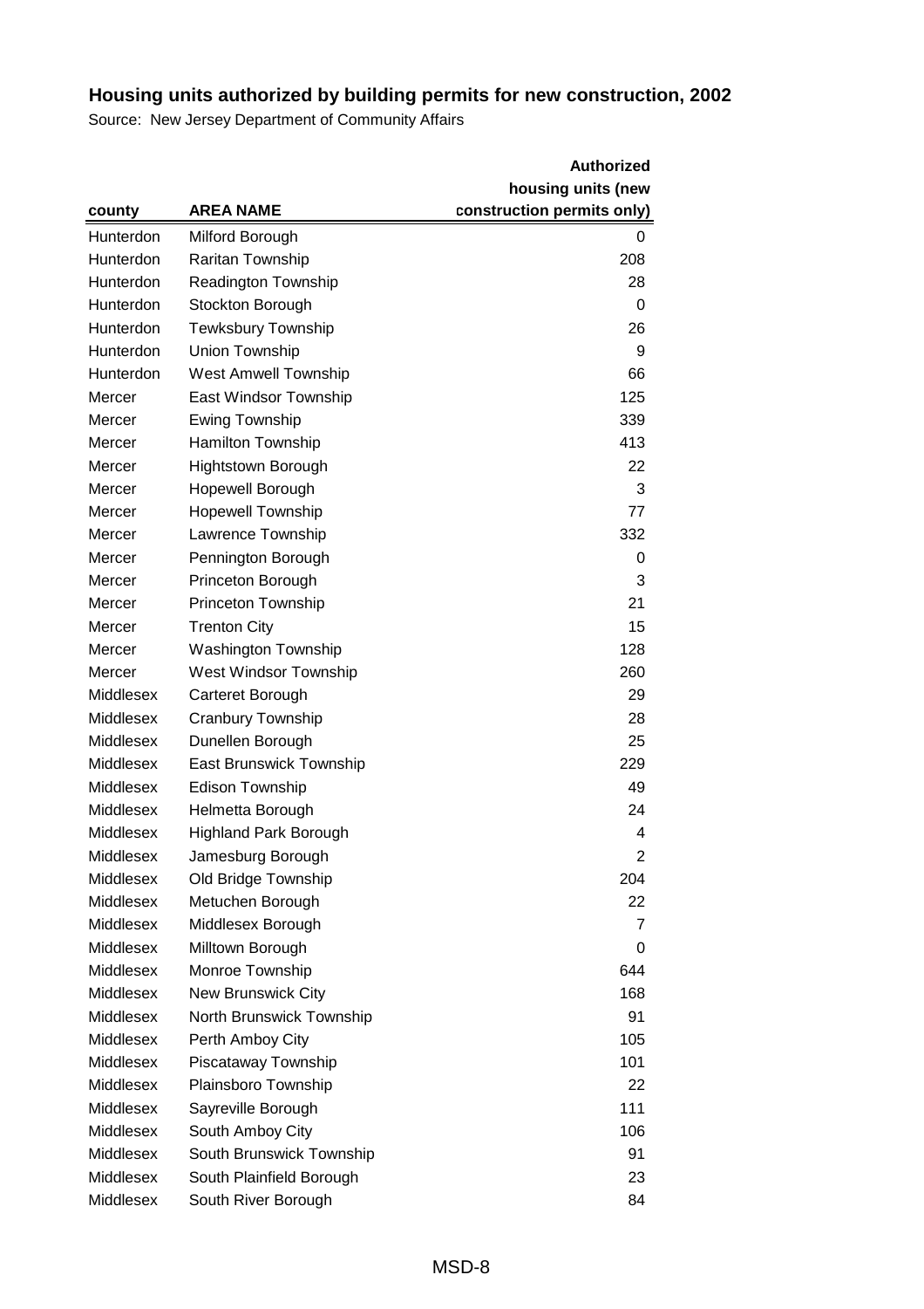# Housing units authorized by building permits for new construction, 2002

Source: New Jersey Department of Community Affairs

| county | AREA NAME | Authorized housing units (new construction permits only) |
|---|---|---|
| Hunterdon | Milford Borough | 0 |
| Hunterdon | Raritan Township | 208 |
| Hunterdon | Readington Township | 28 |
| Hunterdon | Stockton Borough | 0 |
| Hunterdon | Tewksbury Township | 26 |
| Hunterdon | Union Township | 9 |
| Hunterdon | West Amwell Township | 66 |
| Mercer | East Windsor Township | 125 |
| Mercer | Ewing Township | 339 |
| Mercer | Hamilton Township | 413 |
| Mercer | Hightstown Borough | 22 |
| Mercer | Hopewell Borough | 3 |
| Mercer | Hopewell Township | 77 |
| Mercer | Lawrence Township | 332 |
| Mercer | Pennington Borough | 0 |
| Mercer | Princeton Borough | 3 |
| Mercer | Princeton Township | 21 |
| Mercer | Trenton City | 15 |
| Mercer | Washington Township | 128 |
| Mercer | West Windsor Township | 260 |
| Middlesex | Carteret Borough | 29 |
| Middlesex | Cranbury Township | 28 |
| Middlesex | Dunellen Borough | 25 |
| Middlesex | East Brunswick Township | 229 |
| Middlesex | Edison Township | 49 |
| Middlesex | Helmetta Borough | 24 |
| Middlesex | Highland Park Borough | 4 |
| Middlesex | Jamesburg Borough | 2 |
| Middlesex | Old Bridge Township | 204 |
| Middlesex | Metuchen Borough | 22 |
| Middlesex | Middlesex Borough | 7 |
| Middlesex | Milltown Borough | 0 |
| Middlesex | Monroe Township | 644 |
| Middlesex | New Brunswick City | 168 |
| Middlesex | North Brunswick Township | 91 |
| Middlesex | Perth Amboy City | 105 |
| Middlesex | Piscataway Township | 101 |
| Middlesex | Plainsboro Township | 22 |
| Middlesex | Sayreville Borough | 111 |
| Middlesex | South Amboy City | 106 |
| Middlesex | South Brunswick Township | 91 |
| Middlesex | South Plainfield Borough | 23 |
| Middlesex | South River Borough | 84 |

MSD-8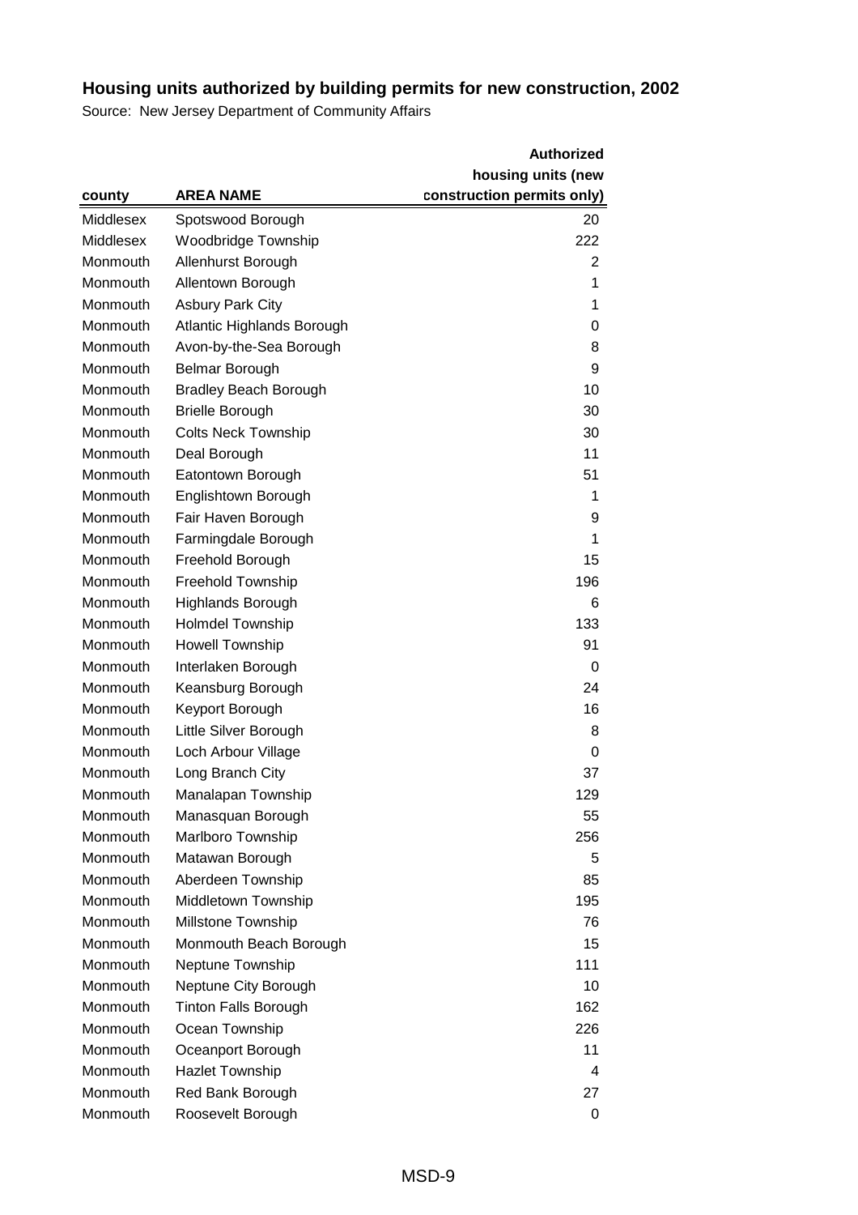## Housing units authorized by building permits for new construction, 2002

Source: New Jersey Department of Community Affairs

| county | AREA NAME | Authorized housing units (new construction permits only) |
|---|---|---|
| Middlesex | Spotswood Borough | 20 |
| Middlesex | Woodbridge Township | 222 |
| Monmouth | Allenhurst Borough | 2 |
| Monmouth | Allentown Borough | 1 |
| Monmouth | Asbury Park City | 1 |
| Monmouth | Atlantic Highlands Borough | 0 |
| Monmouth | Avon-by-the-Sea Borough | 8 |
| Monmouth | Belmar Borough | 9 |
| Monmouth | Bradley Beach Borough | 10 |
| Monmouth | Brielle Borough | 30 |
| Monmouth | Colts Neck Township | 30 |
| Monmouth | Deal Borough | 11 |
| Monmouth | Eatontown Borough | 51 |
| Monmouth | Englishtown Borough | 1 |
| Monmouth | Fair Haven Borough | 9 |
| Monmouth | Farmingdale Borough | 1 |
| Monmouth | Freehold Borough | 15 |
| Monmouth | Freehold Township | 196 |
| Monmouth | Highlands Borough | 6 |
| Monmouth | Holmdel Township | 133 |
| Monmouth | Howell Township | 91 |
| Monmouth | Interlaken Borough | 0 |
| Monmouth | Keansburg Borough | 24 |
| Monmouth | Keyport Borough | 16 |
| Monmouth | Little Silver Borough | 8 |
| Monmouth | Loch Arbour Village | 0 |
| Monmouth | Long Branch City | 37 |
| Monmouth | Manalapan Township | 129 |
| Monmouth | Manasquan Borough | 55 |
| Monmouth | Marlboro Township | 256 |
| Monmouth | Matawan Borough | 5 |
| Monmouth | Aberdeen Township | 85 |
| Monmouth | Middletown Township | 195 |
| Monmouth | Millstone Township | 76 |
| Monmouth | Monmouth Beach Borough | 15 |
| Monmouth | Neptune Township | 111 |
| Monmouth | Neptune City Borough | 10 |
| Monmouth | Tinton Falls Borough | 162 |
| Monmouth | Ocean Township | 226 |
| Monmouth | Oceanport Borough | 11 |
| Monmouth | Hazlet Township | 4 |
| Monmouth | Red Bank Borough | 27 |
| Monmouth | Roosevelt Borough | 0 |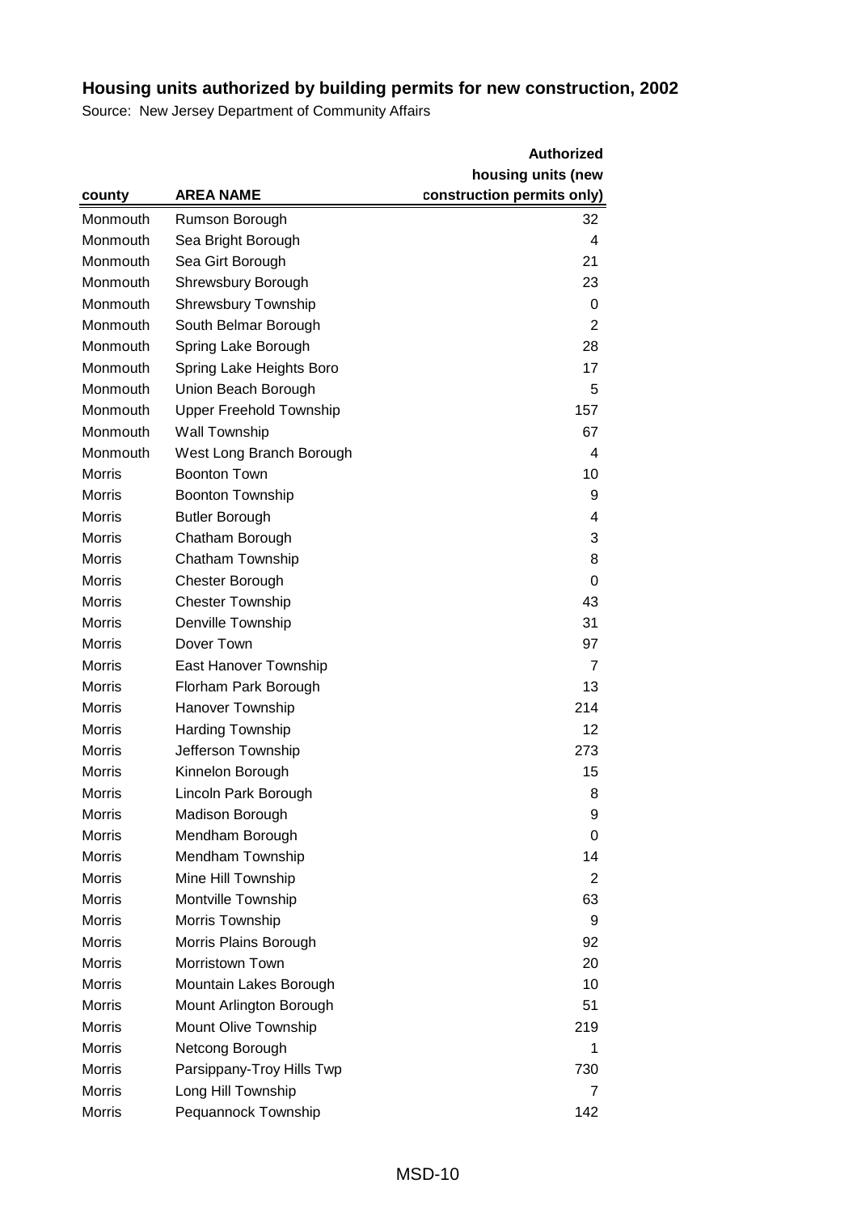## Housing units authorized by building permits for new construction, 2002

Source: New Jersey Department of Community Affairs

| county | AREA NAME | Authorized housing units (new construction permits only) |
|---|---|---|
| Monmouth | Rumson Borough | 32 |
| Monmouth | Sea Bright Borough | 4 |
| Monmouth | Sea Girt Borough | 21 |
| Monmouth | Shrewsbury Borough | 23 |
| Monmouth | Shrewsbury Township | 0 |
| Monmouth | South Belmar Borough | 2 |
| Monmouth | Spring Lake Borough | 28 |
| Monmouth | Spring Lake Heights Boro | 17 |
| Monmouth | Union Beach Borough | 5 |
| Monmouth | Upper Freehold Township | 157 |
| Monmouth | Wall Township | 67 |
| Monmouth | West Long Branch Borough | 4 |
| Morris | Boonton Town | 10 |
| Morris | Boonton Township | 9 |
| Morris | Butler Borough | 4 |
| Morris | Chatham Borough | 3 |
| Morris | Chatham Township | 8 |
| Morris | Chester Borough | 0 |
| Morris | Chester Township | 43 |
| Morris | Denville Township | 31 |
| Morris | Dover Town | 97 |
| Morris | East Hanover Township | 7 |
| Morris | Florham Park Borough | 13 |
| Morris | Hanover Township | 214 |
| Morris | Harding Township | 12 |
| Morris | Jefferson Township | 273 |
| Morris | Kinnelon Borough | 15 |
| Morris | Lincoln Park Borough | 8 |
| Morris | Madison Borough | 9 |
| Morris | Mendham Borough | 0 |
| Morris | Mendham Township | 14 |
| Morris | Mine Hill Township | 2 |
| Morris | Montville Township | 63 |
| Morris | Morris Township | 9 |
| Morris | Morris Plains Borough | 92 |
| Morris | Morristown Town | 20 |
| Morris | Mountain Lakes Borough | 10 |
| Morris | Mount Arlington Borough | 51 |
| Morris | Mount Olive Township | 219 |
| Morris | Netcong Borough | 1 |
| Morris | Parsippany-Troy Hills Twp | 730 |
| Morris | Long Hill Township | 7 |
| Morris | Pequannock Township | 142 |

MSD-10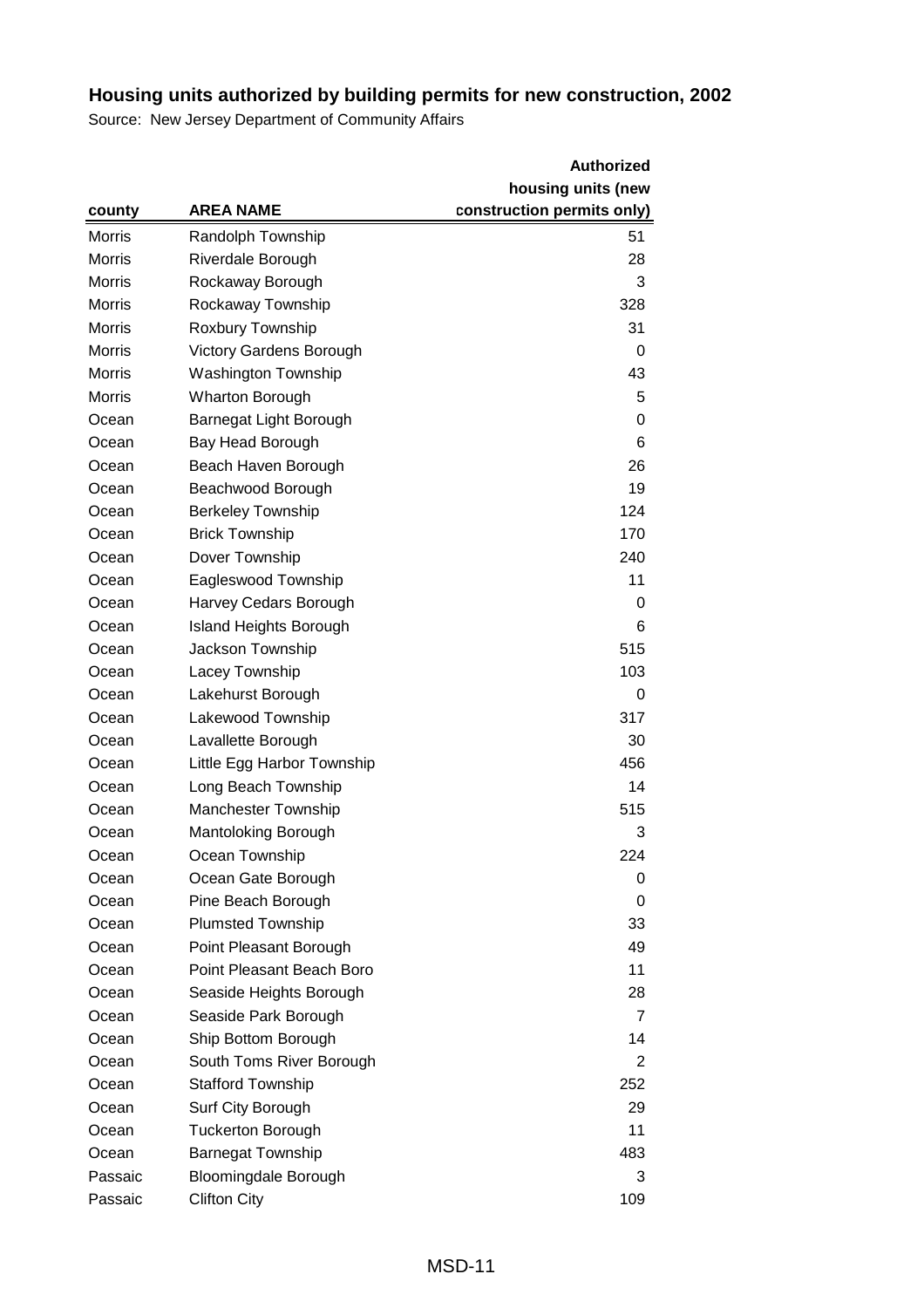# Housing units authorized by building permits for new construction, 2002

Source: New Jersey Department of Community Affairs

| county | AREA NAME | Authorized housing units (new construction permits only) |
|---|---|---|
| Morris | Randolph Township | 51 |
| Morris | Riverdale Borough | 28 |
| Morris | Rockaway Borough | 3 |
| Morris | Rockaway Township | 328 |
| Morris | Roxbury Township | 31 |
| Morris | Victory Gardens Borough | 0 |
| Morris | Washington Township | 43 |
| Morris | Wharton Borough | 5 |
| Ocean | Barnegat Light Borough | 0 |
| Ocean | Bay Head Borough | 6 |
| Ocean | Beach Haven Borough | 26 |
| Ocean | Beachwood Borough | 19 |
| Ocean | Berkeley Township | 124 |
| Ocean | Brick Township | 170 |
| Ocean | Dover Township | 240 |
| Ocean | Eagleswood Township | 11 |
| Ocean | Harvey Cedars Borough | 0 |
| Ocean | Island Heights Borough | 6 |
| Ocean | Jackson Township | 515 |
| Ocean | Lacey Township | 103 |
| Ocean | Lakehurst Borough | 0 |
| Ocean | Lakewood Township | 317 |
| Ocean | Lavallette Borough | 30 |
| Ocean | Little Egg Harbor Township | 456 |
| Ocean | Long Beach Township | 14 |
| Ocean | Manchester Township | 515 |
| Ocean | Mantoloking Borough | 3 |
| Ocean | Ocean Township | 224 |
| Ocean | Ocean Gate Borough | 0 |
| Ocean | Pine Beach Borough | 0 |
| Ocean | Plumsted Township | 33 |
| Ocean | Point Pleasant Borough | 49 |
| Ocean | Point Pleasant Beach Boro | 11 |
| Ocean | Seaside Heights Borough | 28 |
| Ocean | Seaside Park Borough | 7 |
| Ocean | Ship Bottom Borough | 14 |
| Ocean | South Toms River Borough | 2 |
| Ocean | Stafford Township | 252 |
| Ocean | Surf City Borough | 29 |
| Ocean | Tuckerton Borough | 11 |
| Ocean | Barnegat Township | 483 |
| Passaic | Bloomingdale Borough | 3 |
| Passaic | Clifton City | 109 |

MSD-11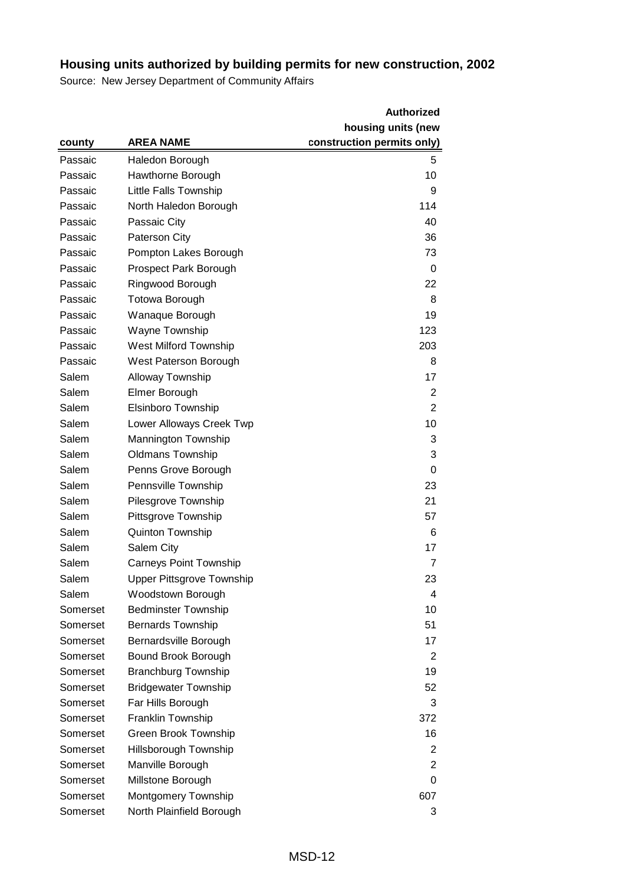## Housing units authorized by building permits for new construction, 2002

Source: New Jersey Department of Community Affairs

| county | AREA NAME | Authorized housing units (new construction permits only) |
|---|---|---|
| Passaic | Haledon Borough | 5 |
| Passaic | Hawthorne Borough | 10 |
| Passaic | Little Falls Township | 9 |
| Passaic | North Haledon Borough | 114 |
| Passaic | Passaic City | 40 |
| Passaic | Paterson City | 36 |
| Passaic | Pompton Lakes Borough | 73 |
| Passaic | Prospect Park Borough | 0 |
| Passaic | Ringwood Borough | 22 |
| Passaic | Totowa Borough | 8 |
| Passaic | Wanaque Borough | 19 |
| Passaic | Wayne Township | 123 |
| Passaic | West Milford Township | 203 |
| Passaic | West Paterson Borough | 8 |
| Salem | Alloway Township | 17 |
| Salem | Elmer Borough | 2 |
| Salem | Elsinboro Township | 2 |
| Salem | Lower Alloways Creek Twp | 10 |
| Salem | Mannington Township | 3 |
| Salem | Oldmans Township | 3 |
| Salem | Penns Grove Borough | 0 |
| Salem | Pennsville Township | 23 |
| Salem | Pilesgrove Township | 21 |
| Salem | Pittsgrove Township | 57 |
| Salem | Quinton Township | 6 |
| Salem | Salem City | 17 |
| Salem | Carneys Point Township | 7 |
| Salem | Upper Pittsgrove Township | 23 |
| Salem | Woodstown Borough | 4 |
| Somerset | Bedminster Township | 10 |
| Somerset | Bernards Township | 51 |
| Somerset | Bernardsville Borough | 17 |
| Somerset | Bound Brook Borough | 2 |
| Somerset | Branchburg Township | 19 |
| Somerset | Bridgewater Township | 52 |
| Somerset | Far Hills Borough | 3 |
| Somerset | Franklin Township | 372 |
| Somerset | Green Brook Township | 16 |
| Somerset | Hillsborough Township | 2 |
| Somerset | Manville Borough | 2 |
| Somerset | Millstone Borough | 0 |
| Somerset | Montgomery Township | 607 |
| Somerset | North Plainfield Borough | 3 |

MSD-12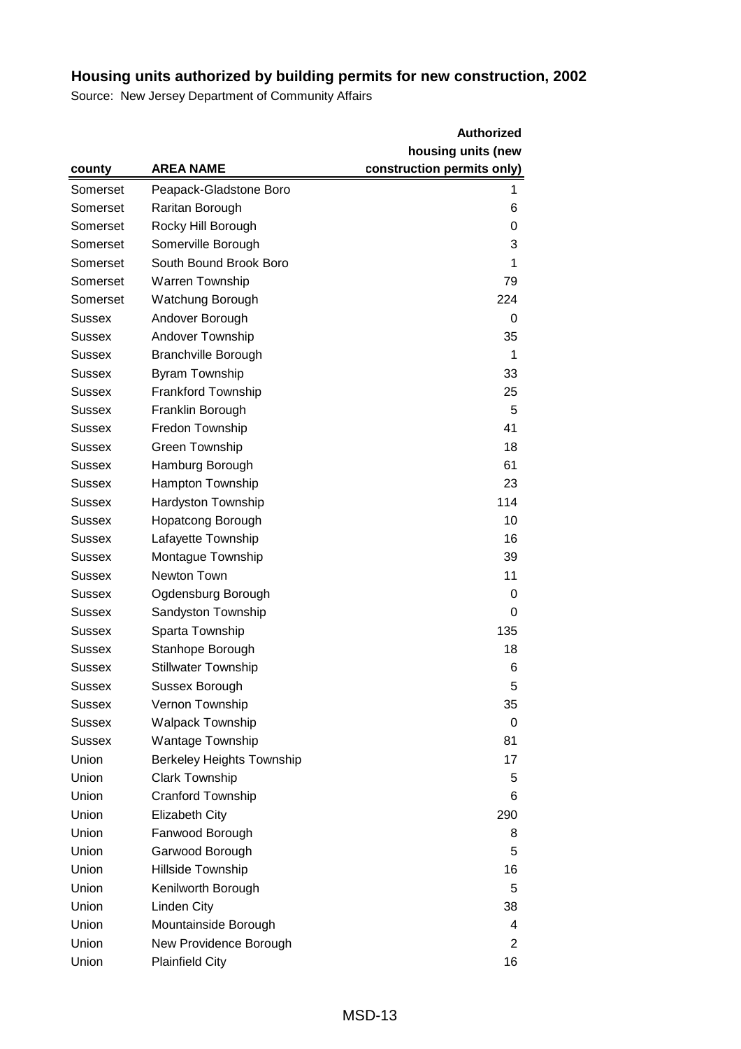# Housing units authorized by building permits for new construction, 2002

Source: New Jersey Department of Community Affairs

| county | AREA NAME | Authorized housing units (new construction permits only) |
|---|---|---|
| Somerset | Peapack-Gladstone Boro | 1 |
| Somerset | Raritan Borough | 6 |
| Somerset | Rocky Hill Borough | 0 |
| Somerset | Somerville Borough | 3 |
| Somerset | South Bound Brook Boro | 1 |
| Somerset | Warren Township | 79 |
| Somerset | Watchung Borough | 224 |
| Sussex | Andover Borough | 0 |
| Sussex | Andover Township | 35 |
| Sussex | Branchville Borough | 1 |
| Sussex | Byram Township | 33 |
| Sussex | Frankford Township | 25 |
| Sussex | Franklin Borough | 5 |
| Sussex | Fredon Township | 41 |
| Sussex | Green Township | 18 |
| Sussex | Hamburg Borough | 61 |
| Sussex | Hampton Township | 23 |
| Sussex | Hardyston Township | 114 |
| Sussex | Hopatcong Borough | 10 |
| Sussex | Lafayette Township | 16 |
| Sussex | Montague Township | 39 |
| Sussex | Newton Town | 11 |
| Sussex | Ogdensburg Borough | 0 |
| Sussex | Sandyston Township | 0 |
| Sussex | Sparta Township | 135 |
| Sussex | Stanhope Borough | 18 |
| Sussex | Stillwater Township | 6 |
| Sussex | Sussex Borough | 5 |
| Sussex | Vernon Township | 35 |
| Sussex | Walpack Township | 0 |
| Sussex | Wantage Township | 81 |
| Union | Berkeley Heights Township | 17 |
| Union | Clark Township | 5 |
| Union | Cranford Township | 6 |
| Union | Elizabeth City | 290 |
| Union | Fanwood Borough | 8 |
| Union | Garwood Borough | 5 |
| Union | Hillside Township | 16 |
| Union | Kenilworth Borough | 5 |
| Union | Linden City | 38 |
| Union | Mountainside Borough | 4 |
| Union | New Providence Borough | 2 |
| Union | Plainfield City | 16 |

MSD-13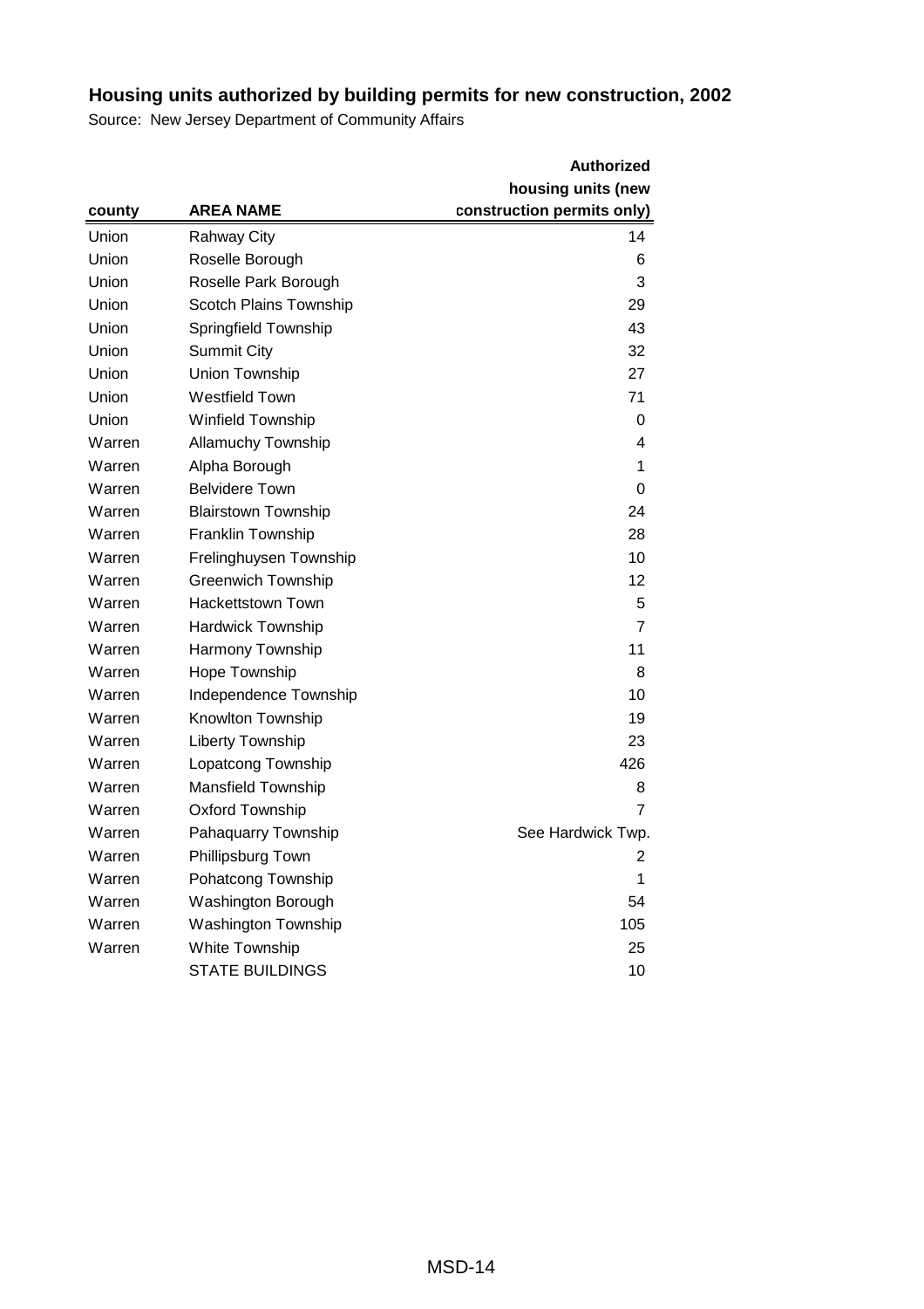## Housing units authorized by building permits for new construction, 2002

Source: New Jersey Department of Community Affairs

| county | AREA NAME | Authorized housing units (new construction permits only) |
|---|---|---|
| Union | Rahway City | 14 |
| Union | Roselle Borough | 6 |
| Union | Roselle Park Borough | 3 |
| Union | Scotch Plains Township | 29 |
| Union | Springfield Township | 43 |
| Union | Summit City | 32 |
| Union | Union Township | 27 |
| Union | Westfield Town | 71 |
| Union | Winfield Township | 0 |
| Warren | Allamuchy Township | 4 |
| Warren | Alpha Borough | 1 |
| Warren | Belvidere Town | 0 |
| Warren | Blairstown Township | 24 |
| Warren | Franklin Township | 28 |
| Warren | Frelinghuysen Township | 10 |
| Warren | Greenwich Township | 12 |
| Warren | Hackettstown Town | 5 |
| Warren | Hardwick Township | 7 |
| Warren | Harmony Township | 11 |
| Warren | Hope Township | 8 |
| Warren | Independence Township | 10 |
| Warren | Knowlton Township | 19 |
| Warren | Liberty Township | 23 |
| Warren | Lopatcong Township | 426 |
| Warren | Mansfield Township | 8 |
| Warren | Oxford Township | 7 |
| Warren | Pahaquarry Township | See Hardwick Twp. |
| Warren | Phillipsburg Town | 2 |
| Warren | Pohatcong Township | 1 |
| Warren | Washington Borough | 54 |
| Warren | Washington Township | 105 |
| Warren | White Township | 25 |
| | STATE BUILDINGS | 10 |

MSD-14